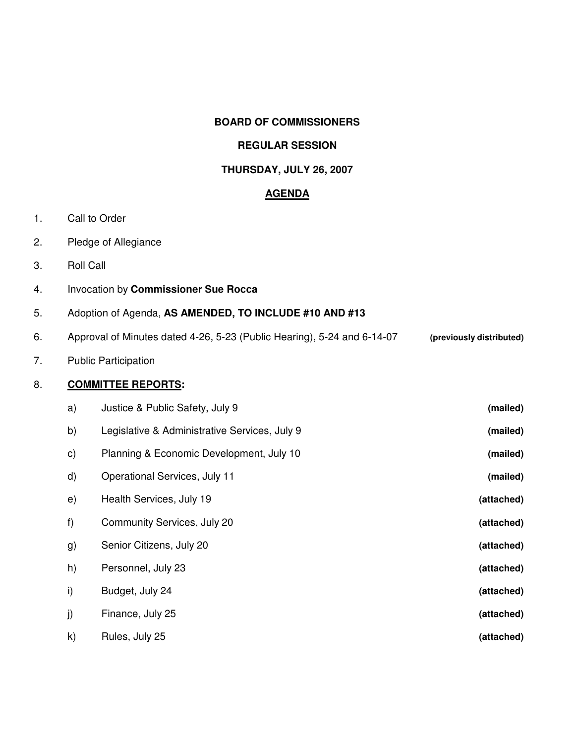**BOARD OF COMMISSIONERS**

**REGULAR SESSION**

**THURSDAY, JULY 26, 2007**

**<u>AGENDA</u>**

1. Call to Order
2. Pledge of Allegiance
3. Roll Call
4. Invocation by **Commissioner Sue Rocca**
5. Adoption of Agenda, **AS AMENDED, TO INCLUDE #10 AND #13**
6. Approval of Minutes dated 4-26, 5-23 (Public Hearing), 5-24 and 6-14-07 **(previously distributed)**
7. Public Participation
8. **<u>COMMITTEE REPORTS</u>:**

   a) Justice & Public Safety, July 9 **(mailed)**

   b) Legislative & Administrative Services, July 9 **(mailed)**

   c) Planning & Economic Development, July 10 **(mailed)**

   d) Operational Services, July 11 **(mailed)**

   e) Health Services, July 19 **(attached)**

   f) Community Services, July 20 **(attached)**

   g) Senior Citizens, July 20 **(attached)**

   h) Personnel, July 23 **(attached)**

   i) Budget, July 24 **(attached)**

   j) Finance, July 25 **(attached)**

   k) Rules, July 25 **(attached)**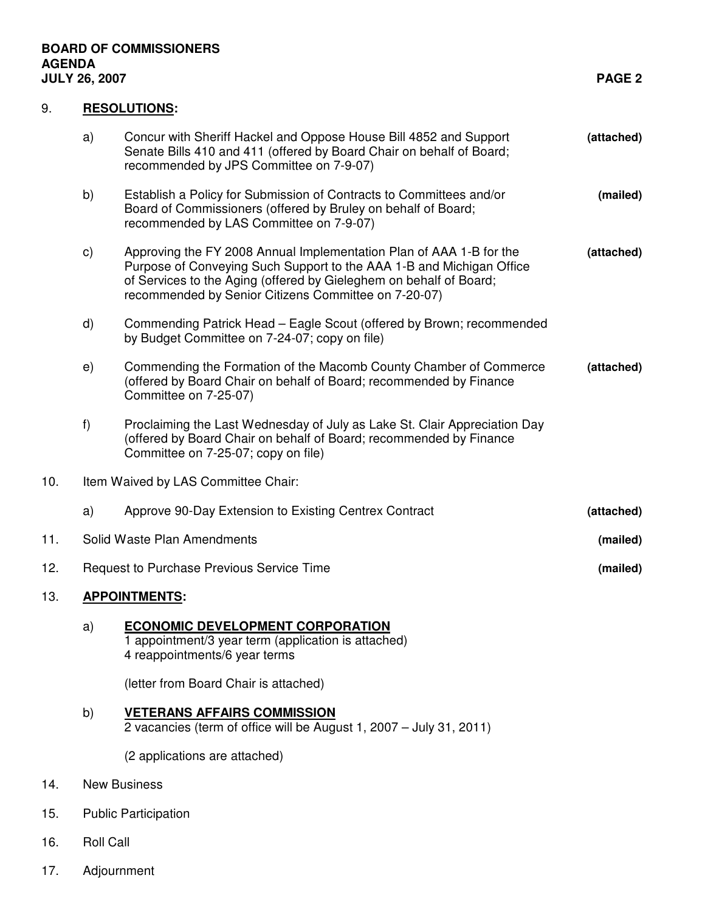9. **RESOLUTIONS:**

   a) Concur with Sheriff Hackel and Oppose House Bill 4852 and Support Senate Bills 410 and 411 (offered by Board Chair on behalf of Board; recommended by JPS Committee on 7-9-07) **(attached)**

   b) Establish a Policy for Submission of Contracts to Committees and/or Board of Commissioners (offered by Bruley on behalf of Board; recommended by LAS Committee on 7-9-07) **(mailed)**

   c) Approving the FY 2008 Annual Implementation Plan of AAA 1-B for the Purpose of Conveying Such Support to the AAA 1-B and Michigan Office of Services to the Aging (offered by Gieleghem on behalf of Board; recommended by Senior Citizens Committee on 7-20-07) **(attached)**

   d) Commending Patrick Head – Eagle Scout (offered by Brown; recommended by Budget Committee on 7-24-07; copy on file)

   e) Commending the Formation of the Macomb County Chamber of Commerce (offered by Board Chair on behalf of Board; recommended by Finance Committee on 7-25-07) **(attached)**

   f) Proclaiming the Last Wednesday of July as Lake St. Clair Appreciation Day (offered by Board Chair on behalf of Board; recommended by Finance Committee on 7-25-07; copy on file)

10. Item Waived by LAS Committee Chair:

    a) Approve 90-Day Extension to Existing Centrex Contract **(attached)**

11. Solid Waste Plan Amendments **(mailed)**

12. Request to Purchase Previous Service Time **(mailed)**

13. **APPOINTMENTS:**

    a) **ECONOMIC DEVELOPMENT CORPORATION**
    1 appointment/3 year term (application is attached)
    4 reappointments/6 year terms

    (letter from Board Chair is attached)

    b) **VETERANS AFFAIRS COMMISSION**
    2 vacancies (term of office will be August 1, 2007 – July 31, 2011)

    (2 applications are attached)

14. New Business

15. Public Participation

16. Roll Call

17. Adjournment